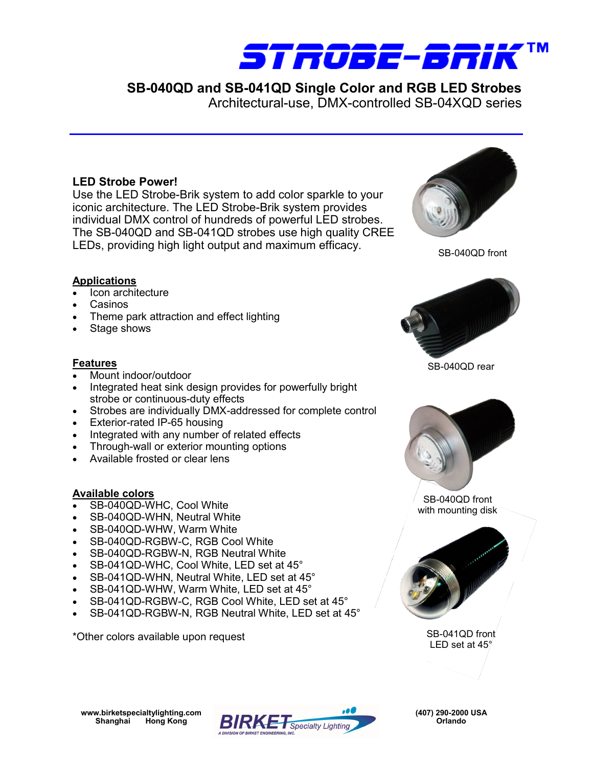# STROBE-BRIK™

## SB-040QD and SB-041QD Single Color and RGB LED Strobes

Architectural-use, DMX-controlled SB-04XQD series

### LED Strobe Power!

Use the LED Strobe-Brik system to add color sparkle to your iconic architecture. The LED Strobe-Brik system provides individual DMX control of hundreds of powerful LED strobes. The SB-040QD and SB-041QD strobes use high quality CREE LEDs, providing high light output and maximum efficacy.

SB-040QD front

### Applications

- Icon architecture
- Casinos
- Theme park attraction and effect lighting
- Stage shows

SB-040QD rear

### Features

- Mount indoor/outdoor
- Integrated heat sink design provides for powerfully bright strobe or continuous-duty effects
- Strobes are individually DMX-addressed for complete control
- Exterior-rated IP-65 housing
- Integrated with any number of related effects
- Through-wall or exterior mounting options
- Available frosted or clear lens

SB-040QD front with mounting disk

### Available colors

- SB-040QD-WHC, Cool White
- SB-040QD-WHN, Neutral White
- SB-040QD-WHW, Warm White
- SB-040QD-RGBW-C, RGB Cool White
- SB-040QD-RGBW-N, RGB Neutral White
- SB-041QD-WHC, Cool White, LED set at 45°
- SB-041QD-WHN, Neutral White, LED set at 45°
- SB-041QD-WHW, Warm White, LED set at 45°
- SB-041QD-RGBW-C, RGB Cool White, LED set at 45°
- SB-041QD-RGBW-N, RGB Neutral White, LED set at 45°

*Other colors available upon request

SB-041QD front LED set at 45°

www.birketspecialtylighting.com
Shanghai Hong Kong

BIRKET Specialty Lighting
A DIVISION OF BIRKET ENGINEERING, INC.

(407) 290-2000 USA
Orlando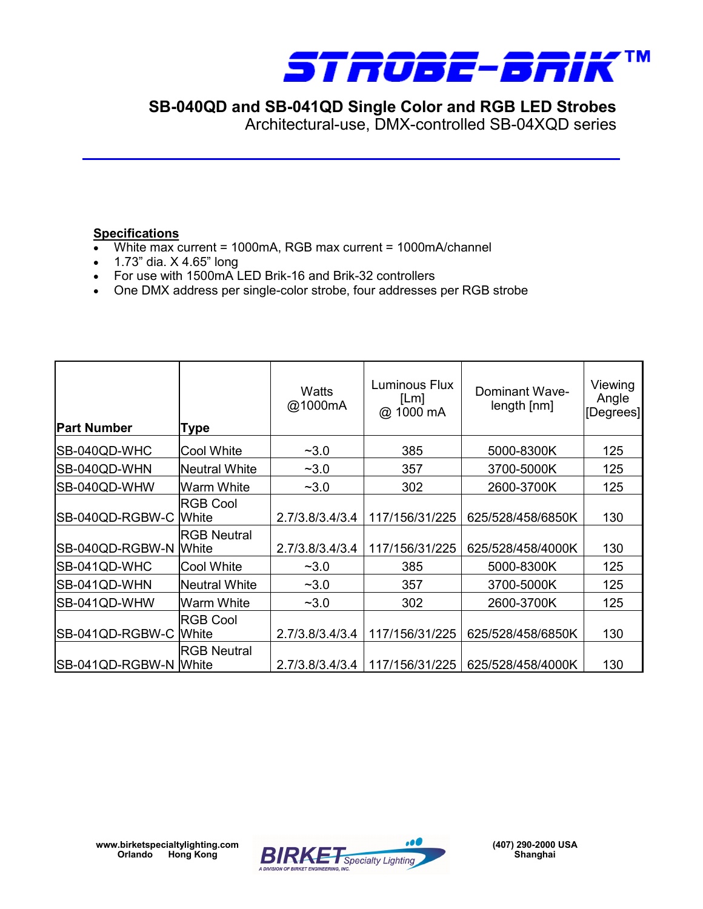# STROBE-BRIK™

## SB-040QD and SB-041QD Single Color and RGB LED Strobes

Architectural-use, DMX-controlled SB-04XQD series

**Specifications**

- White max current = 1000mA, RGB max current = 1000mA/channel
- 1.73" dia. X 4.65" long
- For use with 1500mA LED Brik-16 and Brik-32 controllers
- One DMX address per single-color strobe, four addresses per RGB strobe

| Part Number | Type | Watts @1000mA | Luminous Flux [Lm] @ 1000 mA | Dominant Wave-length [nm] | Viewing Angle [Degrees] |
|---|---|---|---|---|---|
| SB-040QD-WHC | Cool White | ~3.0 | 385 | 5000-8300K | 125 |
| SB-040QD-WHN | Neutral White | ~3.0 | 357 | 3700-5000K | 125 |
| SB-040QD-WHW | Warm White | ~3.0 | 302 | 2600-3700K | 125 |
| SB-040QD-RGBW-C | RGB Cool White | 2.7/3.8/3.4/3.4 | 117/156/31/225 | 625/528/458/6850K | 130 |
| SB-040QD-RGBW-N | RGB Neutral White | 2.7/3.8/3.4/3.4 | 117/156/31/225 | 625/528/458/4000K | 130 |
| SB-041QD-WHC | Cool White | ~3.0 | 385 | 5000-8300K | 125 |
| SB-041QD-WHN | Neutral White | ~3.0 | 357 | 3700-5000K | 125 |
| SB-041QD-WHW | Warm White | ~3.0 | 302 | 2600-3700K | 125 |
| SB-041QD-RGBW-C | RGB Cool White | 2.7/3.8/3.4/3.4 | 117/156/31/225 | 625/528/458/6850K | 130 |
| SB-041QD-RGBW-N | RGB Neutral White | 2.7/3.8/3.4/3.4 | 117/156/31/225 | 625/528/458/4000K | 130 |

**www.birketspecialtylighting.com**
**Orlando Hong Kong**

BIRKET Specialty Lighting
A DIVISION OF BIRKET ENGINEERING, INC.

**(407) 290-2000 USA**
**Shanghai**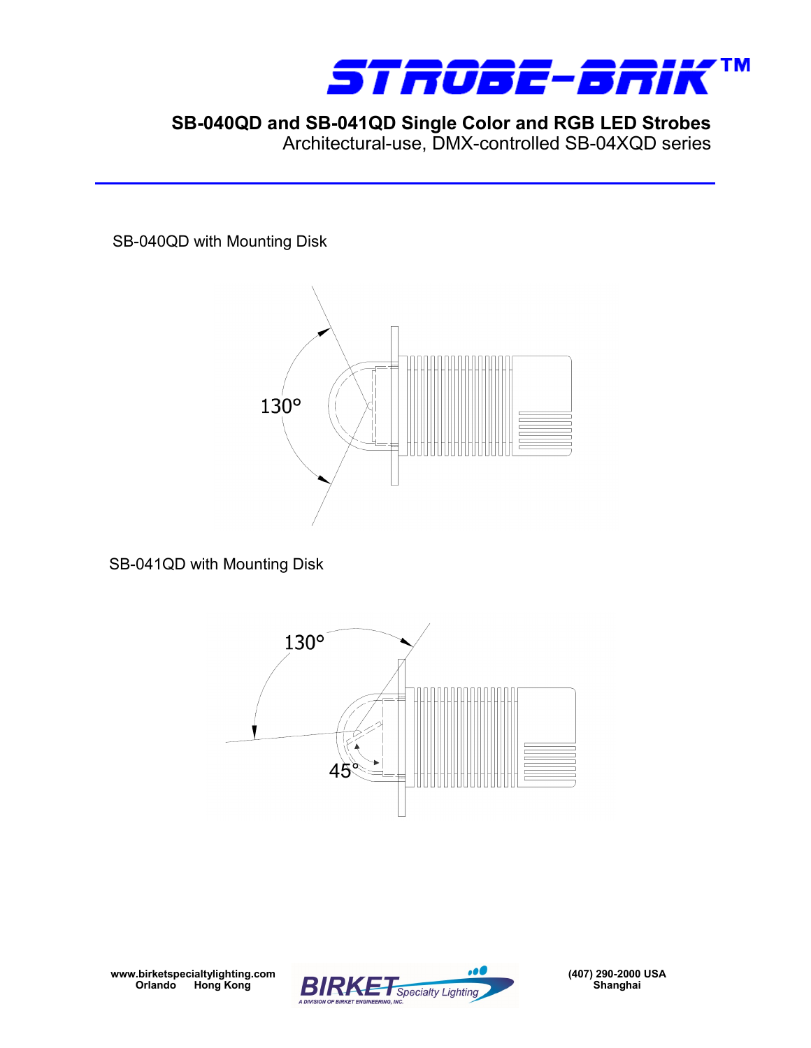# STROBE-BRIK™

## SB-040QD and SB-041QD Single Color and RGB LED Strobes

Architectural-use, DMX-controlled SB-04XQD series

SB-040QD with Mounting Disk

130°

SB-041QD with Mounting Disk

130°

45°

www.birketspecialtylighting.com
Orlando Hong Kong

BIRKET Specialty Lighting
A DIVISION OF BIRKET ENGINEERING, INC.

(407) 290-2000 USA
Shanghai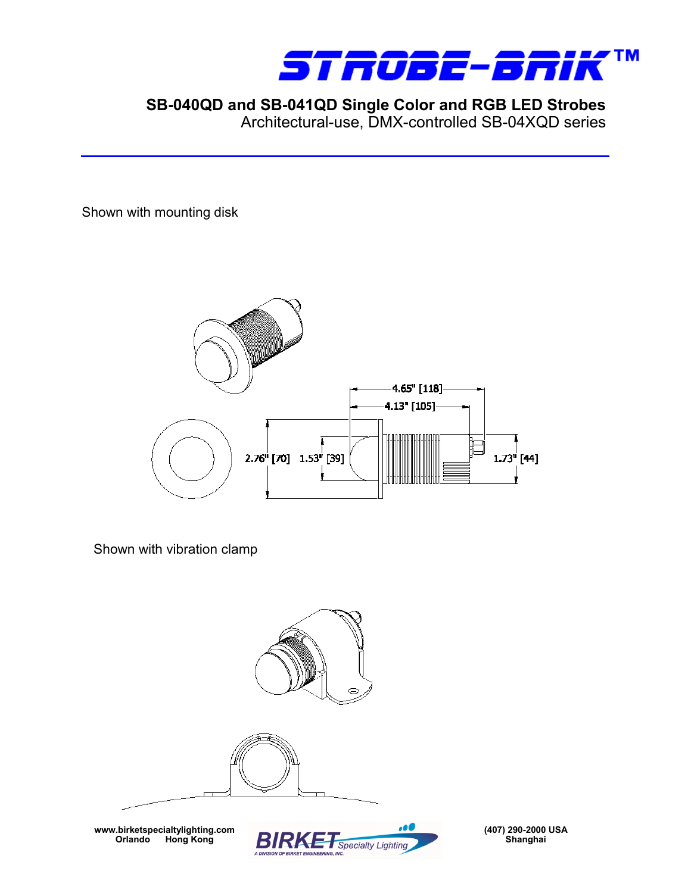# STROBE-BRIK™

## SB-040QD and SB-041QD Single Color and RGB LED Strobes

Architectural-use, DMX-controlled SB-04XQD series

Shown with mounting disk

4.65" [118]
4.13" [105]
2.76" [70]
1.53" [39]
1.73" [44]

Shown with vibration clamp

www.birketspecialtylighting.com
Orlando Hong Kong

BIRKET Specialty Lighting
A DIVISION OF BIRKET ENGINEERING, INC.

(407) 290-2000 USA
Shanghai